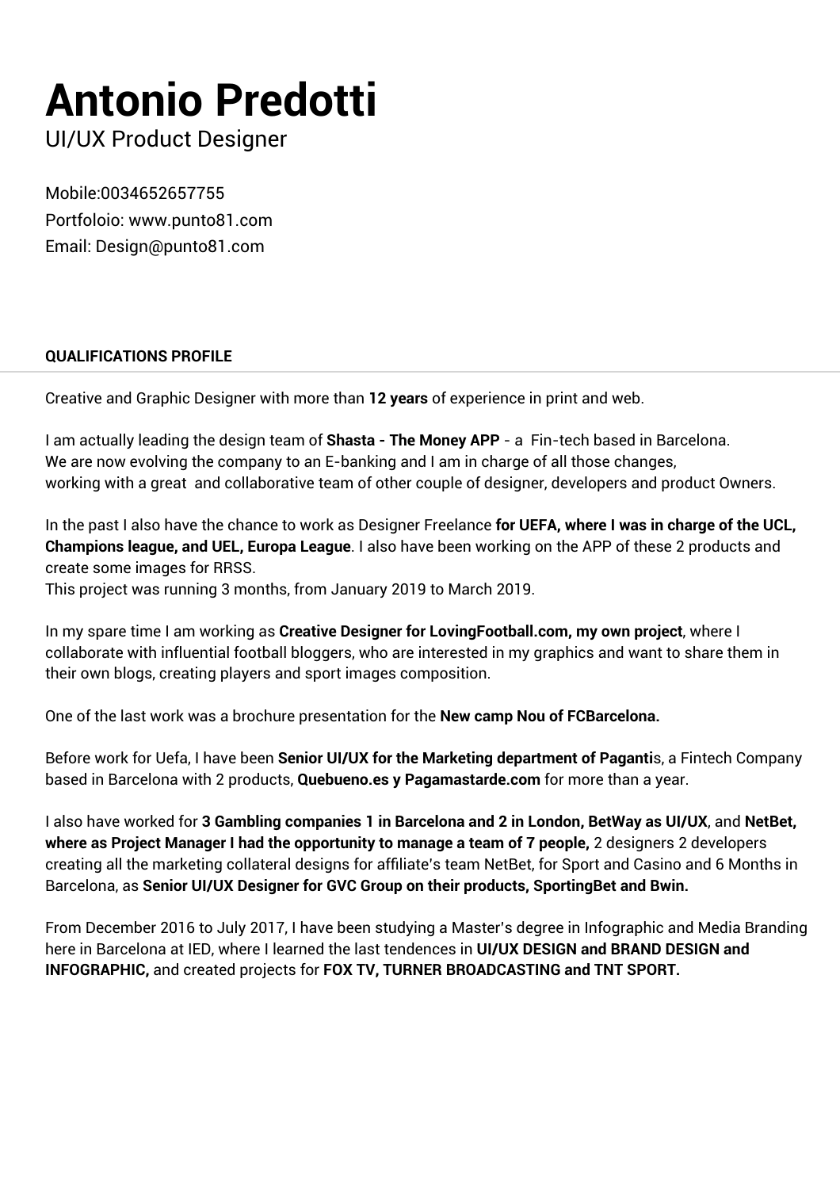# Antonio Predotti

UI/UX Product Designer

Mobile:0034652657755
Portfoloio: www.punto81.com
Email: Design@punto81.com

## QUALIFICATIONS PROFILE

Creative and Graphic Designer with more than **12 years** of experience in print and web.

I am actually leading the design team of **Shasta - The Money APP** - a Fin-tech based in Barcelona.
We are now evolving the company to an E-banking and I am in charge of all those changes,
working with a great and collaborative team of other couple of designer, developers and product Owners.

In the past I also have the chance to work as Designer Freelance **for UEFA, where I was in charge of the UCL, Champions league, and UEL, Europa League**. I also have been working on the APP of these 2 products and create some images for RRSS.
This project was running 3 months, from January 2019 to March 2019.

In my spare time I am working as **Creative Designer for LovingFootball.com, my own project**, where I collaborate with influential football bloggers, who are interested in my graphics and want to share them in their own blogs, creating players and sport images composition.

One of the last work was a brochure presentation for the **New camp Nou of FCBarcelona.**

Before work for Uefa, I have been **Senior UI/UX for the Marketing department of Paganti**s, a Fintech Company based in Barcelona with 2 products, **Quebueno.es y Pagamastarde.com** for more than a year.

I also have worked for **3 Gambling companies 1 in Barcelona and 2 in London, BetWay as UI/UX**, and **NetBet, where as Project Manager I had the opportunity to manage a team of 7 people,** 2 designers 2 developers creating all the marketing collateral designs for affiliate's team NetBet, for Sport and Casino and 6 Months in Barcelona, as **Senior UI/UX Designer for GVC Group on their products, SportingBet and Bwin.**

From December 2016 to July 2017, I have been studying a Master's degree in Infographic and Media Branding here in Barcelona at IED, where I learned the last tendences in **UI/UX DESIGN and BRAND DESIGN and INFOGRAPHIC,** and created projects for **FOX TV, TURNER BROADCASTING and TNT SPORT.**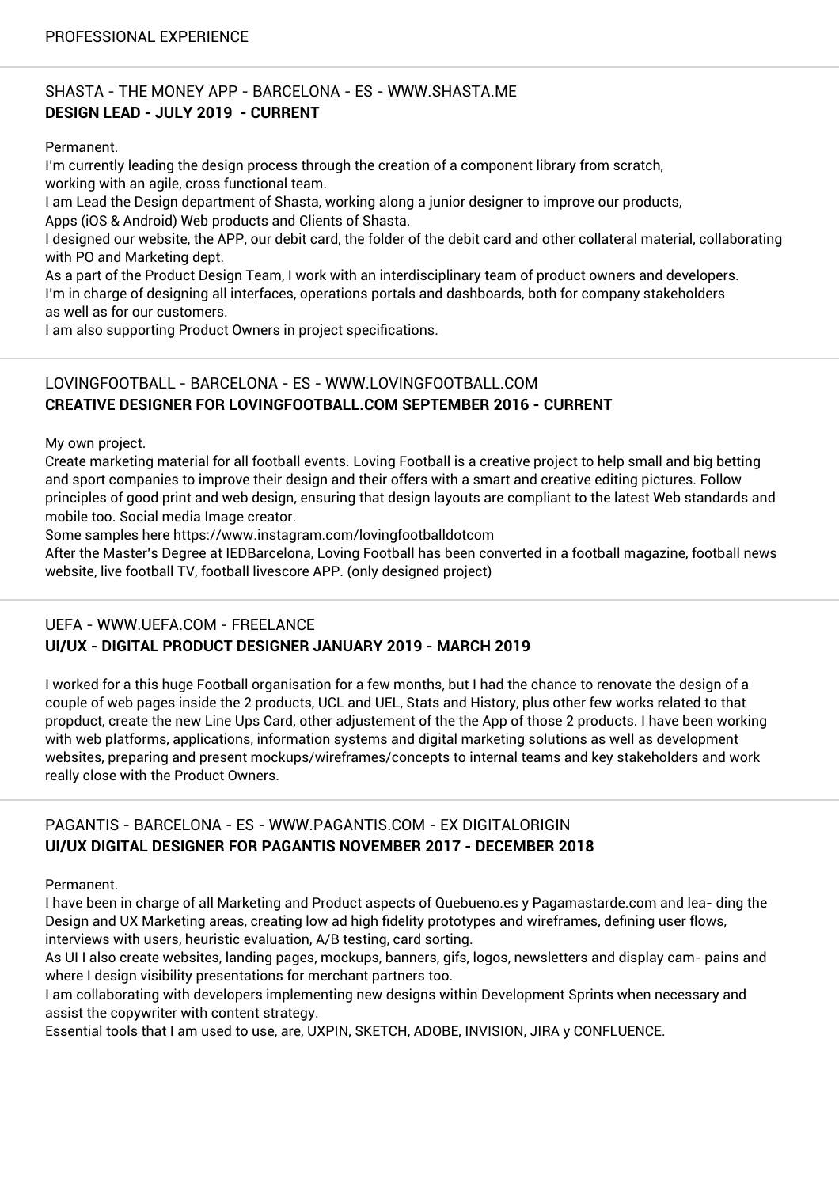## PROFESSIONAL EXPERIENCE

---

### SHASTA - THE MONEY APP - BARCELONA - ES - WWW.SHASTA.ME
**DESIGN LEAD - JULY 2019 - CURRENT**

Permanent.
I'm currently leading the design process through the creation of a component library from scratch,
working with an agile, cross functional team.
I am Lead the Design department of Shasta, working along a junior designer to improve our products,
Apps (iOS & Android) Web products and Clients of Shasta.
I designed our website, the APP, our debit card, the folder of the debit card and other collateral material, collaborating with PO and Marketing dept.
As a part of the Product Design Team, I work with an interdisciplinary team of product owners and developers.
I'm in charge of designing all interfaces, operations portals and dashboards, both for company stakeholders
as well as for our customers.
I am also supporting Product Owners in project specifications.

---

### LOVINGFOOTBALL - BARCELONA - ES - WWW.LOVINGFOOTBALL.COM
**CREATIVE DESIGNER FOR LOVINGFOOTBALL.COM SEPTEMBER 2016 - CURRENT**

My own project.
Create marketing material for all football events. Loving Football is a creative project to help small and big betting and sport companies to improve their design and their offers with a smart and creative editing pictures. Follow principles of good print and web design, ensuring that design layouts are compliant to the latest Web standards and mobile too. Social media Image creator.
Some samples here https://www.instagram.com/lovingfootballdotcom
After the Master's Degree at IEDBarcelona, Loving Football has been converted in a football magazine, football news website, live football TV, football livescore APP. (only designed project)

---

### UEFA - WWW.UEFA.COM - FREELANCE
**UI/UX - DIGITAL PRODUCT DESIGNER JANUARY 2019 - MARCH 2019**

I worked for a this huge Football organisation for a few months, but I had the chance to renovate the design of a couple of web pages inside the 2 products, UCL and UEL, Stats and History, plus other few works related to that propduct, create the new Line Ups Card, other adjustement of the the App of those 2 products. I have been working with web platforms, applications, information systems and digital marketing solutions as well as development websites, preparing and present mockups/wireframes/concepts to internal teams and key stakeholders and work really close with the Product Owners.

---

### PAGANTIS - BARCELONA - ES - WWW.PAGANTIS.COM - EX DIGITALORIGIN
**UI/UX DIGITAL DESIGNER FOR PAGANTIS NOVEMBER 2017 - DECEMBER 2018**

Permanent.
I have been in charge of all Marketing and Product aspects of Quebueno.es y Pagamastarde.com and lea- ding the Design and UX Marketing areas, creating low ad high fidelity prototypes and wireframes, defining user flows, interviews with users, heuristic evaluation, A/B testing, card sorting.
As UI I also create websites, landing pages, mockups, banners, gifs, logos, newsletters and display cam- pains and where I design visibility presentations for merchant partners too.
I am collaborating with developers implementing new designs within Development Sprints when necessary and assist the copywriter with content strategy.
Essential tools that I am used to use, are, UXPIN, SKETCH, ADOBE, INVISION, JIRA y CONFLUENCE.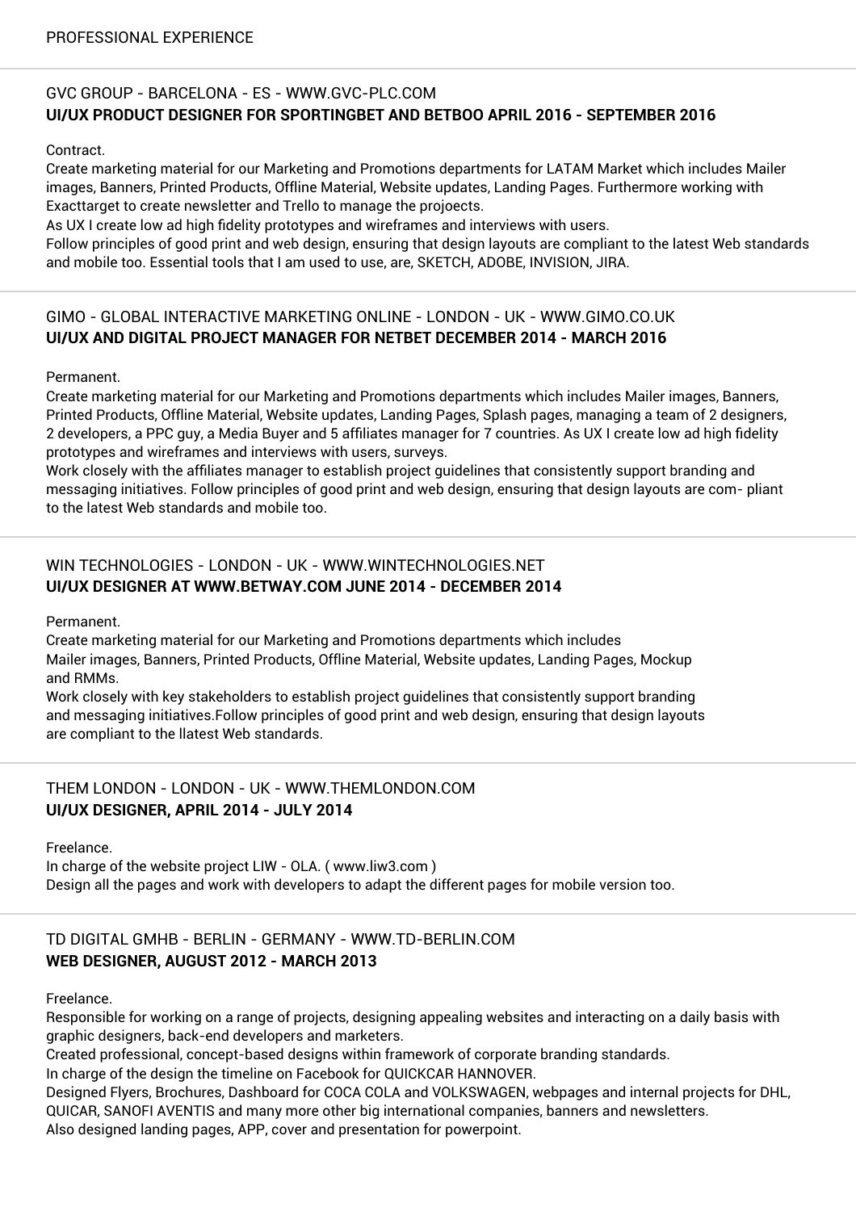## PROFESSIONAL EXPERIENCE

---

### GVC GROUP - BARCELONA - ES - WWW.GVC-PLC.COM
**UI/UX PRODUCT DESIGNER FOR SPORTINGBET AND BETBOO APRIL 2016 - SEPTEMBER 2016**

Contract.
Create marketing material for our Marketing and Promotions departments for LATAM Market which includes Mailer images, Banners, Printed Products, Offline Material, Website updates, Landing Pages. Furthermore working with Exacttarget to create newsletter and Trello to manage the projoects.
As UX I create low ad high fidelity prototypes and wireframes and interviews with users.
Follow principles of good print and web design, ensuring that design layouts are compliant to the latest Web standards and mobile too. Essential tools that I am used to use, are, SKETCH, ADOBE, INVISION, JIRA.

---

### GIMO - GLOBAL INTERACTIVE MARKETING ONLINE - LONDON - UK - WWW.GIMO.CO.UK
**UI/UX AND DIGITAL PROJECT MANAGER FOR NETBET DECEMBER 2014 - MARCH 2016**

Permanent.
Create marketing material for our Marketing and Promotions departments which includes Mailer images, Banners, Printed Products, Offline Material, Website updates, Landing Pages, Splash pages, managing a team of 2 designers, 2 developers, a PPC guy, a Media Buyer and 5 affiliates manager for 7 countries. As UX I create low ad high fidelity prototypes and wireframes and interviews with users, surveys.
Work closely with the affiliates manager to establish project guidelines that consistently support branding and messaging initiatives. Follow principles of good print and web design, ensuring that design layouts are com- pliant to the latest Web standards and mobile too.

---

### WIN TECHNOLOGIES - LONDON - UK - WWW.WINTECHNOLOGIES.NET
**UI/UX DESIGNER AT WWW.BETWAY.COM JUNE 2014 - DECEMBER 2014**

Permanent.
Create marketing material for our Marketing and Promotions departments which includes Mailer images, Banners, Printed Products, Offline Material, Website updates, Landing Pages, Mockup and RMMs.
Work closely with key stakeholders to establish project guidelines that consistently support branding and messaging initiatives.Follow principles of good print and web design, ensuring that design layouts are compliant to the llatest Web standards.

---

### THEM LONDON - LONDON - UK - WWW.THEMLONDON.COM
**UI/UX DESIGNER, APRIL 2014 - JULY 2014**

Freelance.
In charge of the website project LIW - OLA. ( www.liw3.com )
Design all the pages and work with developers to adapt the different pages for mobile version too.

---

### TD DIGITAL GMHB - BERLIN - GERMANY - WWW.TD-BERLIN.COM
**WEB DESIGNER, AUGUST 2012 - MARCH 2013**

Freelance.
Responsible for working on a range of projects, designing appealing websites and interacting on a daily basis with graphic designers, back-end developers and marketers.
Created professional, concept-based designs within framework of corporate branding standards.
In charge of the design the timeline on Facebook for QUICKCAR HANNOVER.
Designed Flyers, Brochures, Dashboard for COCA COLA and VOLKSWAGEN, webpages and internal projects for DHL, QUICAR, SANOFI AVENTIS and many more other big international companies, banners and newsletters.
Also designed landing pages, APP, cover and presentation for powerpoint.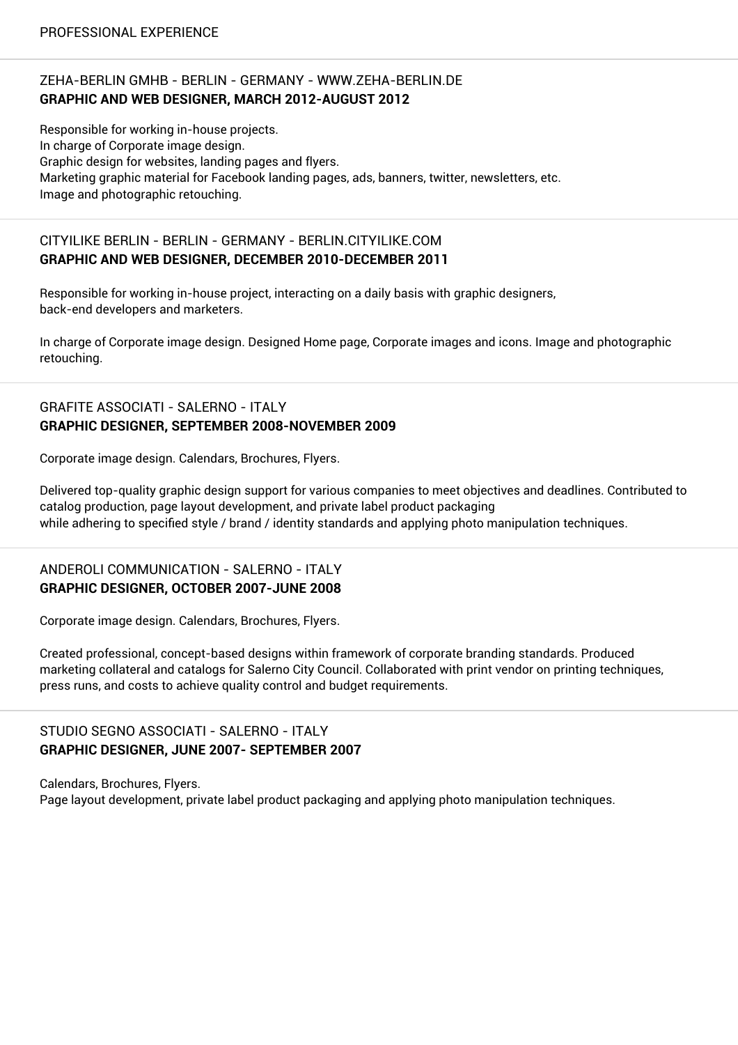## PROFESSIONAL EXPERIENCE

### ZEHA-BERLIN GMHB - BERLIN - GERMANY - WWW.ZEHA-BERLIN.DE
**GRAPHIC AND WEB DESIGNER, MARCH 2012-AUGUST 2012**

Responsible for working in-house projects.
In charge of Corporate image design.
Graphic design for websites, landing pages and flyers.
Marketing graphic material for Facebook landing pages, ads, banners, twitter, newsletters, etc.
Image and photographic retouching.

---

### CITYILIKE BERLIN - BERLIN - GERMANY - BERLIN.CITYILIKE.COM
**GRAPHIC AND WEB DESIGNER, DECEMBER 2010-DECEMBER 2011**

Responsible for working in-house project, interacting on a daily basis with graphic designers, back-end developers and marketers.

In charge of Corporate image design. Designed Home page, Corporate images and icons. Image and photographic retouching.

---

### GRAFITE ASSOCIATI - SALERNO - ITALY
**GRAPHIC DESIGNER, SEPTEMBER 2008-NOVEMBER 2009**

Corporate image design. Calendars, Brochures, Flyers.

Delivered top-quality graphic design support for various companies to meet objectives and deadlines. Contributed to catalog production, page layout development, and private label product packaging while adhering to specified style / brand / identity standards and applying photo manipulation techniques.

---

### ANDEROLI COMMUNICATION - SALERNO - ITALY
**GRAPHIC DESIGNER, OCTOBER 2007-JUNE 2008**

Corporate image design. Calendars, Brochures, Flyers.

Created professional, concept-based designs within framework of corporate branding standards. Produced marketing collateral and catalogs for Salerno City Council. Collaborated with print vendor on printing techniques, press runs, and costs to achieve quality control and budget requirements.

---

### STUDIO SEGNO ASSOCIATI - SALERNO - ITALY
**GRAPHIC DESIGNER, JUNE 2007- SEPTEMBER 2007**

Calendars, Brochures, Flyers.
Page layout development, private label product packaging and applying photo manipulation techniques.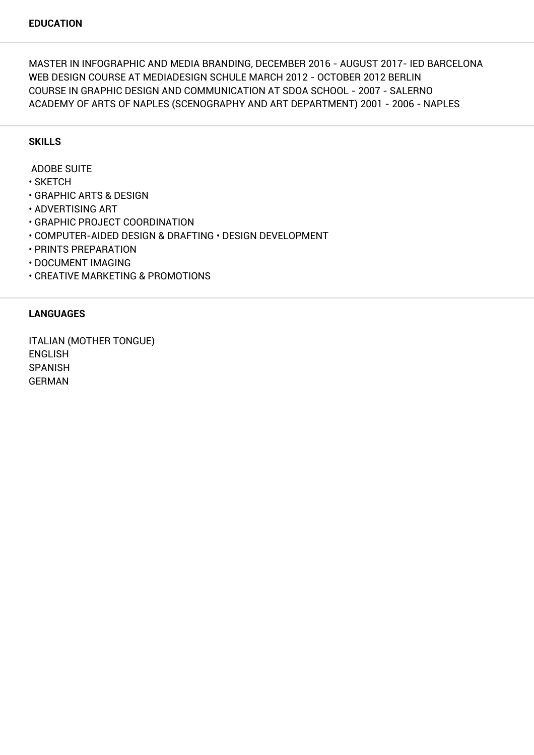## EDUCATION

MASTER IN INFOGRAPHIC AND MEDIA BRANDING, DECEMBER 2016 - AUGUST 2017- IED BARCELONA
WEB DESIGN COURSE AT MEDIADESIGN SCHULE MARCH 2012 - OCTOBER 2012 BERLIN
COURSE IN GRAPHIC DESIGN AND COMMUNICATION AT SDOA SCHOOL - 2007 - SALERNO
ACADEMY OF ARTS OF NAPLES (SCENOGRAPHY AND ART DEPARTMENT) 2001 - 2006 - NAPLES

## SKILLS

ADOBE SUITE
• SKETCH
• GRAPHIC ARTS & DESIGN
• ADVERTISING ART
• GRAPHIC PROJECT COORDINATION
• COMPUTER-AIDED DESIGN & DRAFTING • DESIGN DEVELOPMENT
• PRINTS PREPARATION
• DOCUMENT IMAGING
• CREATIVE MARKETING & PROMOTIONS

## LANGUAGES

ITALIAN (MOTHER TONGUE)
ENGLISH
SPANISH
GERMAN